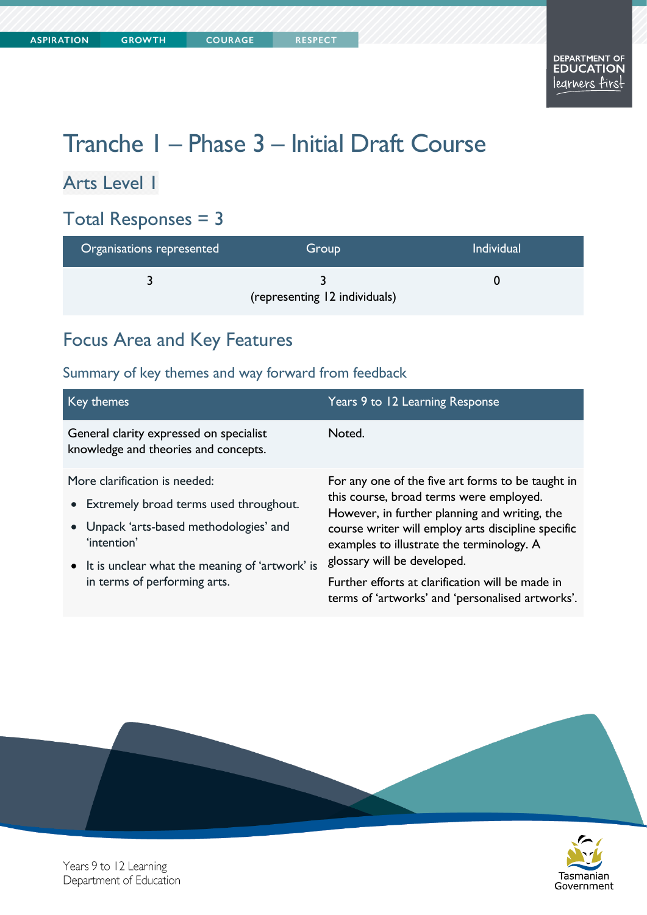# Tranche 1 – Phase 3 – Initial Draft Course

## Arts Level 1

## Total Responses = 3

| Organisations represented | Group | Individual |
|---|---|---|
| 3 | 3<br>(representing 12 individuals) | 0 |

## Focus Area and Key Features

### Summary of key themes and way forward from feedback

| Key themes | Years 9 to 12 Learning Response |
|---|---|
| General clarity expressed on specialist knowledge and theories and concepts. | Noted. |
| More clarification is needed:<br>• Extremely broad terms used throughout.<br>• Unpack 'arts-based methodologies' and 'intention'<br>• It is unclear what the meaning of 'artwork' is in terms of performing arts. | For any one of the five art forms to be taught in this course, broad terms were employed. However, in further planning and writing, the course writer will employ arts discipline specific examples to illustrate the terminology. A glossary will be developed.<br>Further efforts at clarification will be made in terms of 'artworks' and 'personalised artworks'. |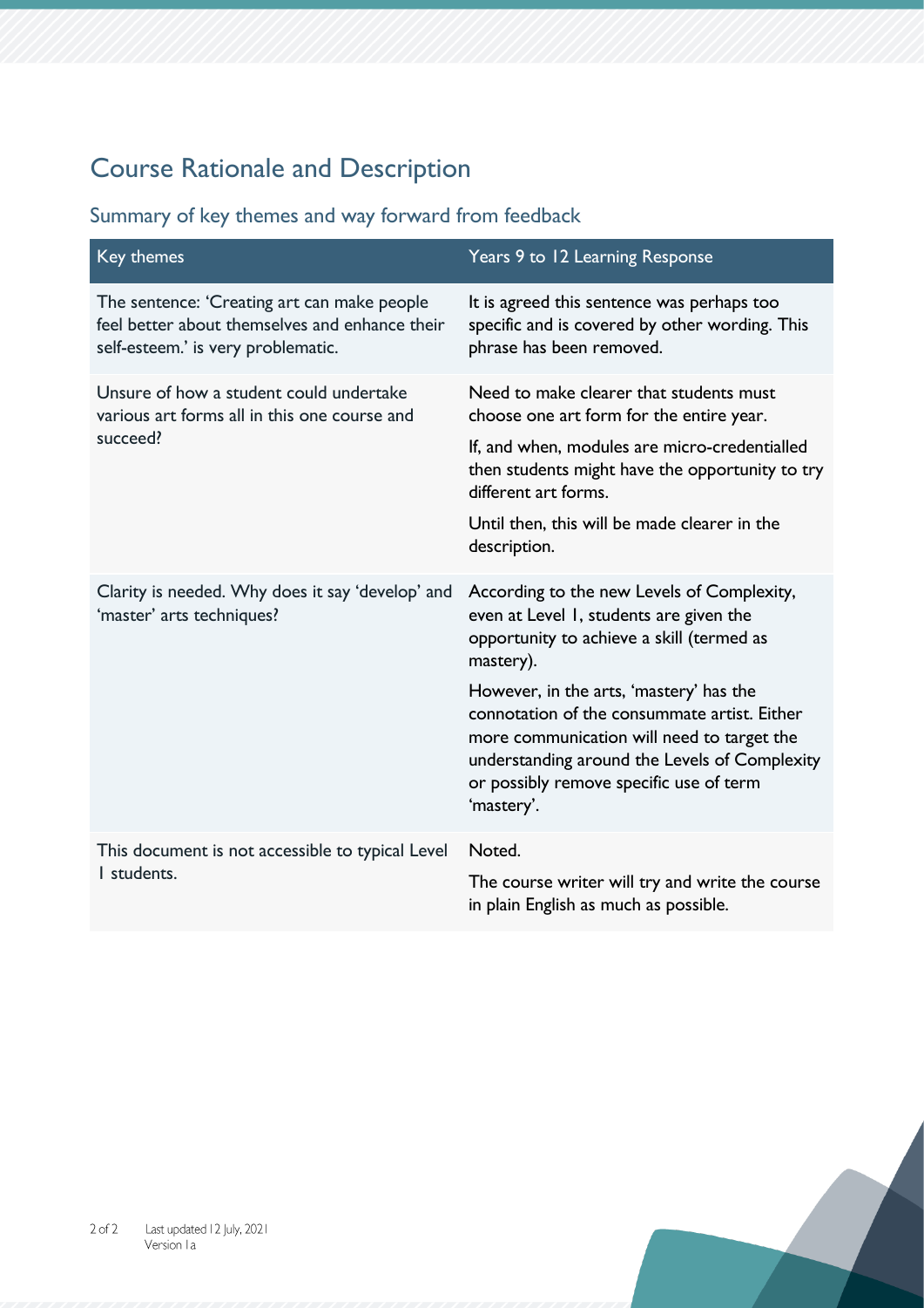# Course Rationale and Description

## Summary of key themes and way forward from feedback

| Key themes | Years 9 to 12 Learning Response |
| --- | --- |
| The sentence: 'Creating art can make people feel better about themselves and enhance their self-esteem.' is very problematic. | It is agreed this sentence was perhaps too specific and is covered by other wording. This phrase has been removed. |
| Unsure of how a student could undertake various art forms all in this one course and succeed? | Need to make clearer that students must choose one art form for the entire year.<br><br>If, and when, modules are micro-credentialled then students might have the opportunity to try different art forms.<br><br>Until then, this will be made clearer in the description. |
| Clarity is needed. Why does it say 'develop' and 'master' arts techniques? | According to the new Levels of Complexity, even at Level 1, students are given the opportunity to achieve a skill (termed as mastery).<br><br>However, in the arts, 'mastery' has the connotation of the consummate artist. Either more communication will need to target the understanding around the Levels of Complexity or possibly remove specific use of term 'mastery'. |
| This document is not accessible to typical Level 1 students. | Noted.<br><br>The course writer will try and write the course in plain English as much as possible. |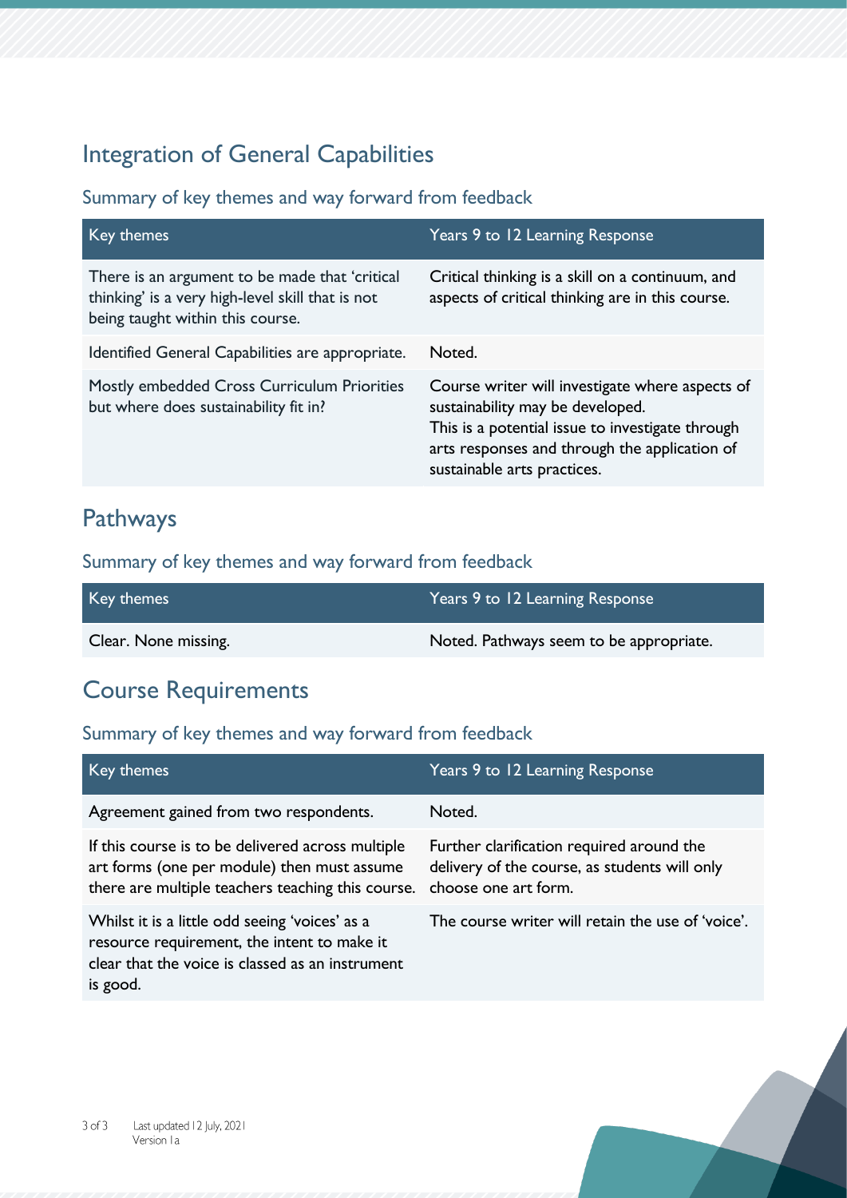## Integration of General Capabilities

### Summary of key themes and way forward from feedback

| Key themes | Years 9 to 12 Learning Response |
|---|---|
| There is an argument to be made that 'critical thinking' is a very high-level skill that is not being taught within this course. | Critical thinking is a skill on a continuum, and aspects of critical thinking are in this course. |
| Identified General Capabilities are appropriate. | Noted. |
| Mostly embedded Cross Curriculum Priorities but where does sustainability fit in? | Course writer will investigate where aspects of sustainability may be developed.<br>This is a potential issue to investigate through arts responses and through the application of sustainable arts practices. |

## Pathways

### Summary of key themes and way forward from feedback

| Key themes | Years 9 to 12 Learning Response |
|---|---|
| Clear. None missing. | Noted. Pathways seem to be appropriate. |

## Course Requirements

### Summary of key themes and way forward from feedback

| Key themes | Years 9 to 12 Learning Response |
|---|---|
| Agreement gained from two respondents. | Noted. |
| If this course is to be delivered across multiple art forms (one per module) then must assume there are multiple teachers teaching this course. | Further clarification required around the delivery of the course, as students will only choose one art form. |
| Whilst it is a little odd seeing 'voices' as a resource requirement, the intent to make it clear that the voice is classed as an instrument is good. | The course writer will retain the use of 'voice'. |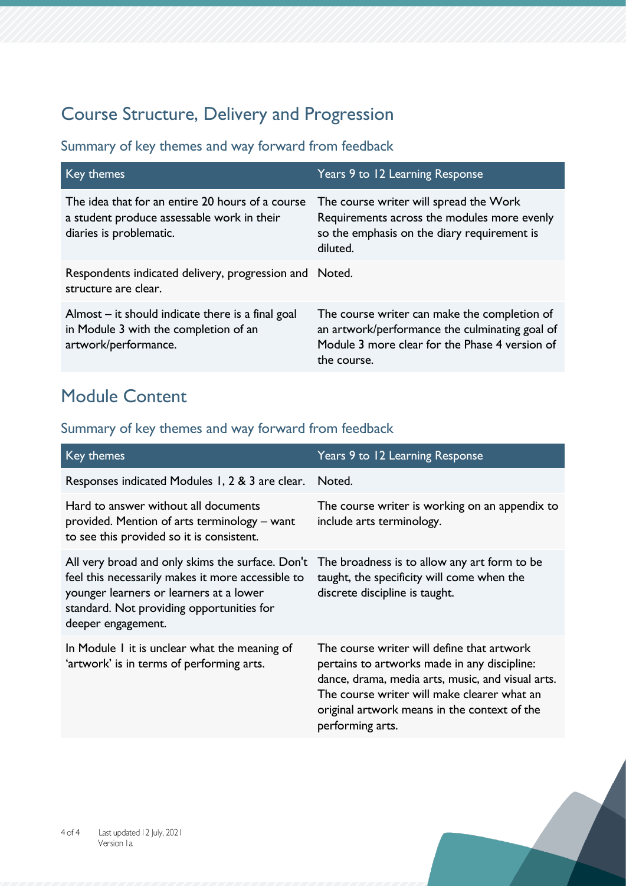## Course Structure, Delivery and Progression

### Summary of key themes and way forward from feedback

| Key themes | Years 9 to 12 Learning Response |
| --- | --- |
| The idea that for an entire 20 hours of a course a student produce assessable work in their diaries is problematic. | The course writer will spread the Work Requirements across the modules more evenly so the emphasis on the diary requirement is diluted. |
| Respondents indicated delivery, progression and structure are clear. | Noted. |
| Almost – it should indicate there is a final goal in Module 3 with the completion of an artwork/performance. | The course writer can make the completion of an artwork/performance the culminating goal of Module 3 more clear for the Phase 4 version of the course. |

## Module Content

### Summary of key themes and way forward from feedback

| Key themes | Years 9 to 12 Learning Response |
| --- | --- |
| Responses indicated Modules 1, 2 & 3 are clear. | Noted. |
| Hard to answer without all documents provided. Mention of arts terminology – want to see this provided so it is consistent. | The course writer is working on an appendix to include arts terminology. |
| All very broad and only skims the surface. Don't feel this necessarily makes it more accessible to younger learners or learners at a lower standard. Not providing opportunities for deeper engagement. | The broadness is to allow any art form to be taught, the specificity will come when the discrete discipline is taught. |
| In Module 1 it is unclear what the meaning of 'artwork' is in terms of performing arts. | The course writer will define that artwork pertains to artworks made in any discipline: dance, drama, media arts, music, and visual arts. The course writer will make clearer what an original artwork means in the context of the performing arts. |

Last updated 12 July, 2021
Version 1a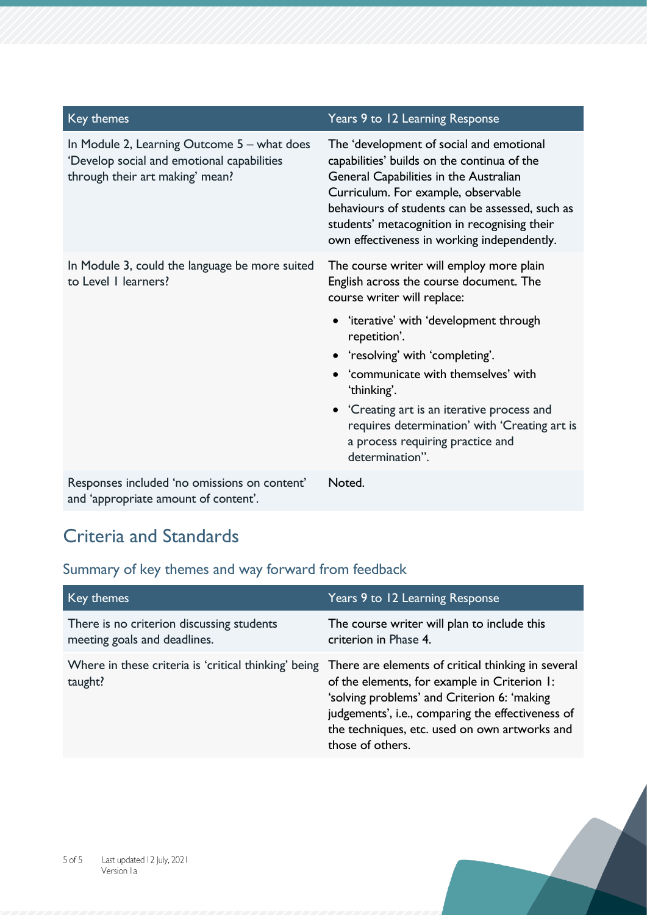| Key themes | Years 9 to 12 Learning Response |
| --- | --- |
| In Module 2, Learning Outcome 5 – what does 'Develop social and emotional capabilities through their art making' mean? | The 'development of social and emotional capabilities' builds on the continua of the General Capabilities in the Australian Curriculum. For example, observable behaviours of students can be assessed, such as students' metacognition in recognising their own effectiveness in working independently. |
| In Module 3, could the language be more suited to Level 1 learners? | The course writer will employ more plain English across the course document. The course writer will replace:<br>• 'iterative' with 'development through repetition'.<br>• 'resolving' with 'completing'.<br>• 'communicate with themselves' with 'thinking'.<br>• 'Creating art is an iterative process and requires determination' with 'Creating art is a process requiring practice and determination''. |
| Responses included 'no omissions on content' and 'appropriate amount of content'. | Noted. |

## Criteria and Standards

### Summary of key themes and way forward from feedback

| Key themes | Years 9 to 12 Learning Response |
| --- | --- |
| There is no criterion discussing students meeting goals and deadlines. | The course writer will plan to include this criterion in Phase 4. |
| Where in these criteria is 'critical thinking' being taught? | There are elements of critical thinking in several of the elements, for example in Criterion 1: 'solving problems' and Criterion 6: 'making judgements', i.e., comparing the effectiveness of the techniques, etc. used on own artworks and those of others. |

Last updated 12 July, 2021
Version 1a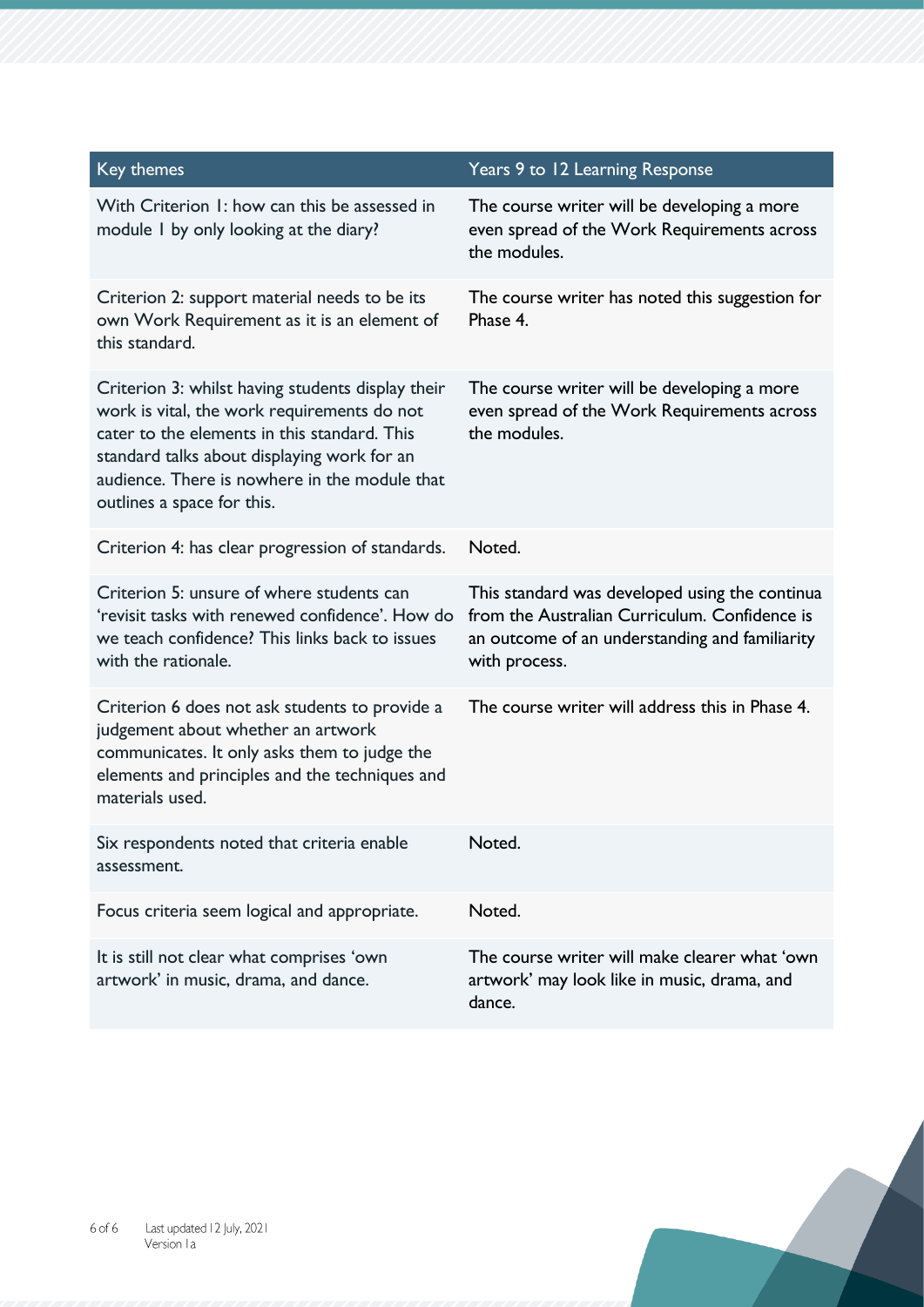| Key themes | Years 9 to 12 Learning Response |
| --- | --- |
| With Criterion 1: how can this be assessed in module 1 by only looking at the diary? | The course writer will be developing a more even spread of the Work Requirements across the modules. |
| Criterion 2: support material needs to be its own Work Requirement as it is an element of this standard. | The course writer has noted this suggestion for Phase 4. |
| Criterion 3: whilst having students display their work is vital, the work requirements do not cater to the elements in this standard. This standard talks about displaying work for an audience. There is nowhere in the module that outlines a space for this. | The course writer will be developing a more even spread of the Work Requirements across the modules. |
| Criterion 4: has clear progression of standards. | Noted. |
| Criterion 5: unsure of where students can 'revisit tasks with renewed confidence'. How do we teach confidence? This links back to issues with the rationale. | This standard was developed using the continua from the Australian Curriculum. Confidence is an outcome of an understanding and familiarity with process. |
| Criterion 6 does not ask students to provide a judgement about whether an artwork communicates. It only asks them to judge the elements and principles and the techniques and materials used. | The course writer will address this in Phase 4. |
| Six respondents noted that criteria enable assessment. | Noted. |
| Focus criteria seem logical and appropriate. | Noted. |
| It is still not clear what comprises 'own artwork' in music, drama, and dance. | The course writer will make clearer what 'own artwork' may look like in music, drama, and dance. |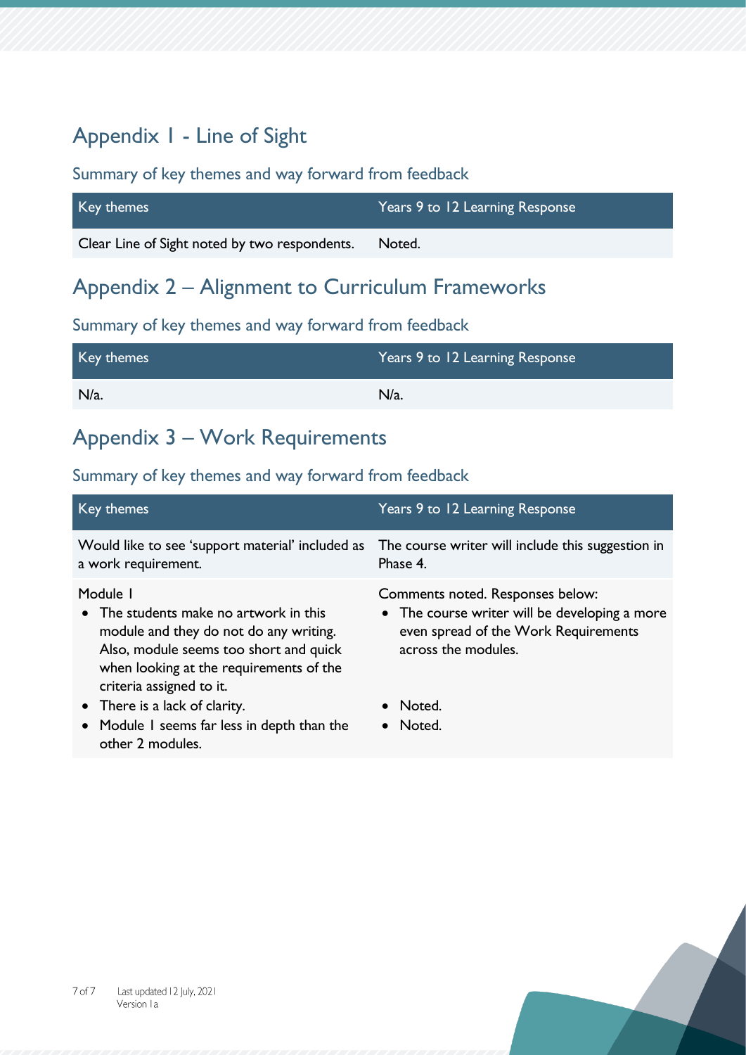## Appendix 1 - Line of Sight

### Summary of key themes and way forward from feedback

| Key themes | Years 9 to 12 Learning Response |
| --- | --- |
| Clear Line of Sight noted by two respondents. | Noted. |

## Appendix 2 – Alignment to Curriculum Frameworks

### Summary of key themes and way forward from feedback

| Key themes | Years 9 to 12 Learning Response |
| --- | --- |
| N/a. | N/a. |

## Appendix 3 – Work Requirements

### Summary of key themes and way forward from feedback

| Key themes | Years 9 to 12 Learning Response |
| --- | --- |
| Would like to see 'support material' included as a work requirement. | The course writer will include this suggestion in Phase 4. |
| Module 1<br>• The students make no artwork in this module and they do not do any writing. Also, module seems too short and quick when looking at the requirements of the criteria assigned to it.<br>• There is a lack of clarity.<br>• Module 1 seems far less in depth than the other 2 modules. | Comments noted. Responses below:<br>• The course writer will be developing a more even spread of the Work Requirements across the modules.<br>• Noted.<br>• Noted. |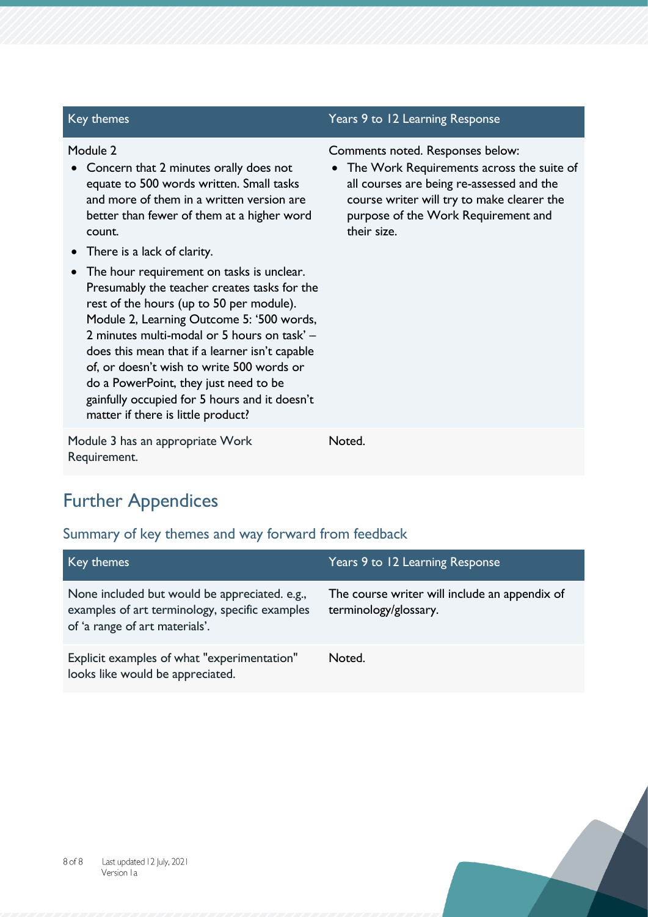| Key themes | Years 9 to 12 Learning Response |
|---|---|
| Module 2<br>• Concern that 2 minutes orally does not equate to 500 words written. Small tasks and more of them in a written version are better than fewer of them at a higher word count.<br>• There is a lack of clarity.<br>• The hour requirement on tasks is unclear. Presumably the teacher creates tasks for the rest of the hours (up to 50 per module). Module 2, Learning Outcome 5: '500 words, 2 minutes multi-modal or 5 hours on task' – does this mean that if a learner isn't capable of, or doesn't wish to write 500 words or do a PowerPoint, they just need to be gainfully occupied for 5 hours and it doesn't matter if there is little product? | Comments noted. Responses below:<br>• The Work Requirements across the suite of all courses are being re-assessed and the course writer will try to make clearer the purpose of the Work Requirement and their size. |
| Module 3 has an appropriate Work Requirement. | Noted. |

## Further Appendices

### Summary of key themes and way forward from feedback

| Key themes | Years 9 to 12 Learning Response |
|---|---|
| None included but would be appreciated. e.g., examples of art terminology, specific examples of 'a range of art materials'. | The course writer will include an appendix of terminology/glossary. |
| Explicit examples of what "experimentation" looks like would be appreciated. | Noted. |

Last updated 12 July, 2021
Version 1a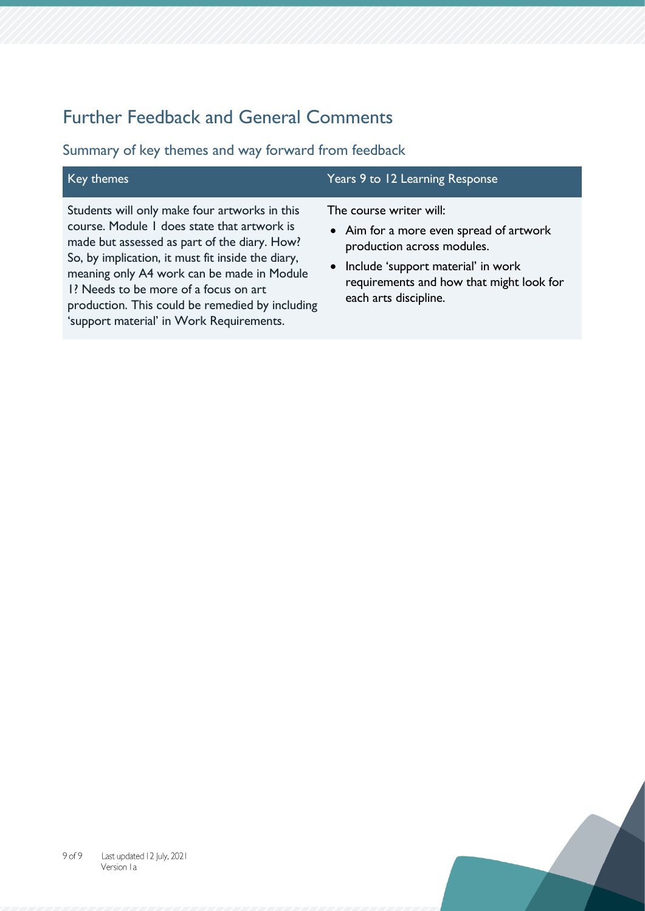## Further Feedback and General Comments

### Summary of key themes and way forward from feedback

| Key themes | Years 9 to 12 Learning Response |
|---|---|
| Students will only make four artworks in this course. Module 1 does state that artwork is made but assessed as part of the diary. How? So, by implication, it must fit inside the diary, meaning only A4 work can be made in Module 1? Needs to be more of a focus on art production. This could be remedied by including 'support material' in Work Requirements. | The course writer will:<br>• Aim for a more even spread of artwork production across modules.<br>• Include 'support material' in work requirements and how that might look for each arts discipline. |

Last updated 12 July, 2021
Version 1a